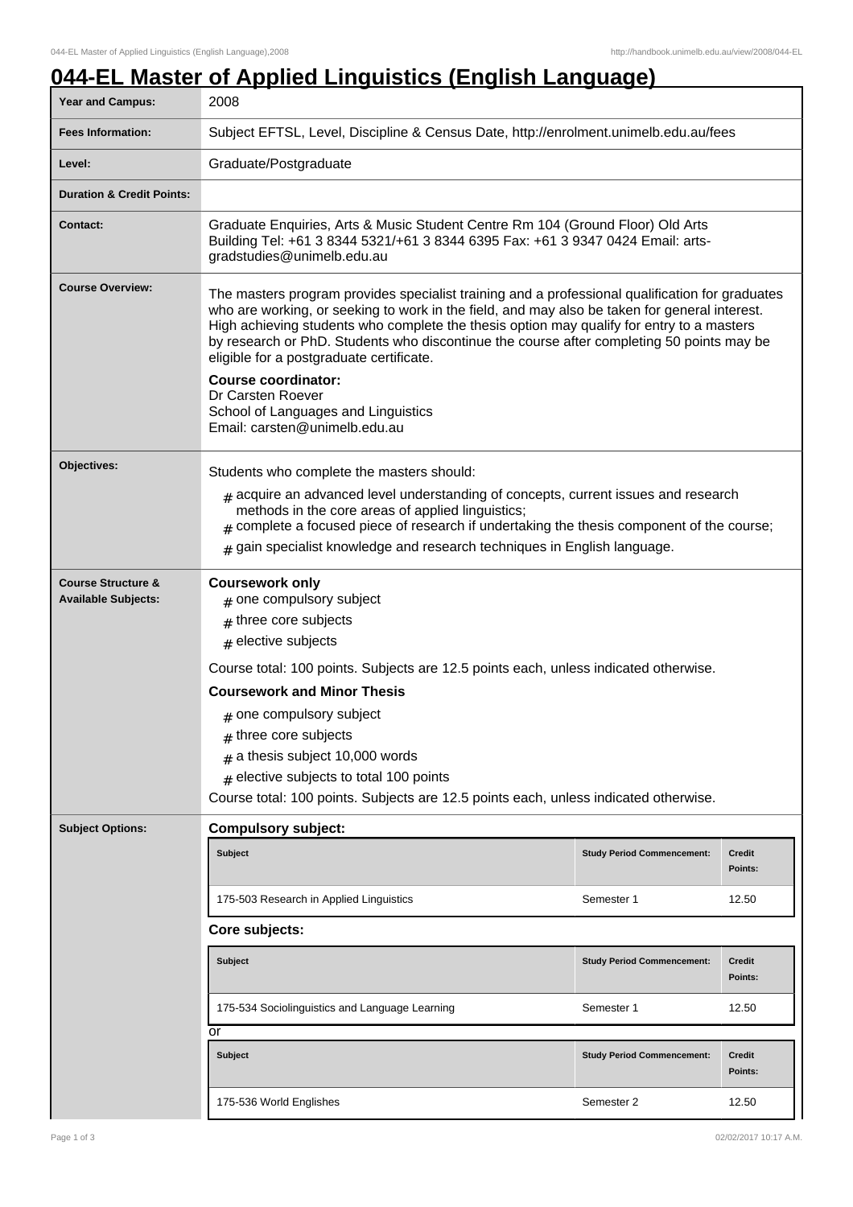# 044-EL Master of Applied Linguistics (English Language)

| | |
|---|---|
| **Year and Campus:** | 2008 |
| **Fees Information:** | Subject EFTSL, Level, Discipline & Census Date, http://enrolment.unimelb.edu.au/fees |
| **Level:** | Graduate/Postgraduate |
| **Duration & Credit Points:** | |
| **Contact:** | Graduate Enquiries, Arts & Music Student Centre Rm 104 (Ground Floor) Old Arts Building Tel: +61 3 8344 5321/+61 3 8344 6395 Fax: +61 3 9347 0424 Email: arts-gradstudies@unimelb.edu.au |

**Course Overview:**

The masters program provides specialist training and a professional qualification for graduates who are working, or seeking to work in the field, and may also be taken for general interest. High achieving students who complete the thesis option may qualify for entry to a masters by research or PhD. Students who discontinue the course after completing 50 points may be eligible for a postgraduate certificate.

**Course coordinator:**
Dr Carsten Roever
School of Languages and Linguistics
Email: carsten@unimelb.edu.au

**Objectives:**

Students who complete the masters should:

- acquire an advanced level understanding of concepts, current issues and research methods in the core areas of applied linguistics;
- complete a focused piece of research if undertaking the thesis component of the course;
- gain specialist knowledge and research techniques in English language.

**Course Structure & Available Subjects:**

**Coursework only**

- one compulsory subject
- three core subjects
- elective subjects

Course total: 100 points. Subjects are 12.5 points each, unless indicated otherwise.

**Coursework and Minor Thesis**

- one compulsory subject
- three core subjects
- a thesis subject 10,000 words
- elective subjects to total 100 points

Course total: 100 points. Subjects are 12.5 points each, unless indicated otherwise.

**Subject Options:**

**Compulsory subject:**

| Subject | Study Period Commencement: | Credit Points: |
|---|---|---|
| 175-503 Research in Applied Linguistics | Semester 1 | 12.50 |

**Core subjects:**

| Subject | Study Period Commencement: | Credit Points: |
|---|---|---|
| 175-534 Sociolinguistics and Language Learning | Semester 1 | 12.50 |

or

| Subject | Study Period Commencement: | Credit Points: |
|---|---|---|
| 175-536 World Englishes | Semester 2 | 12.50 |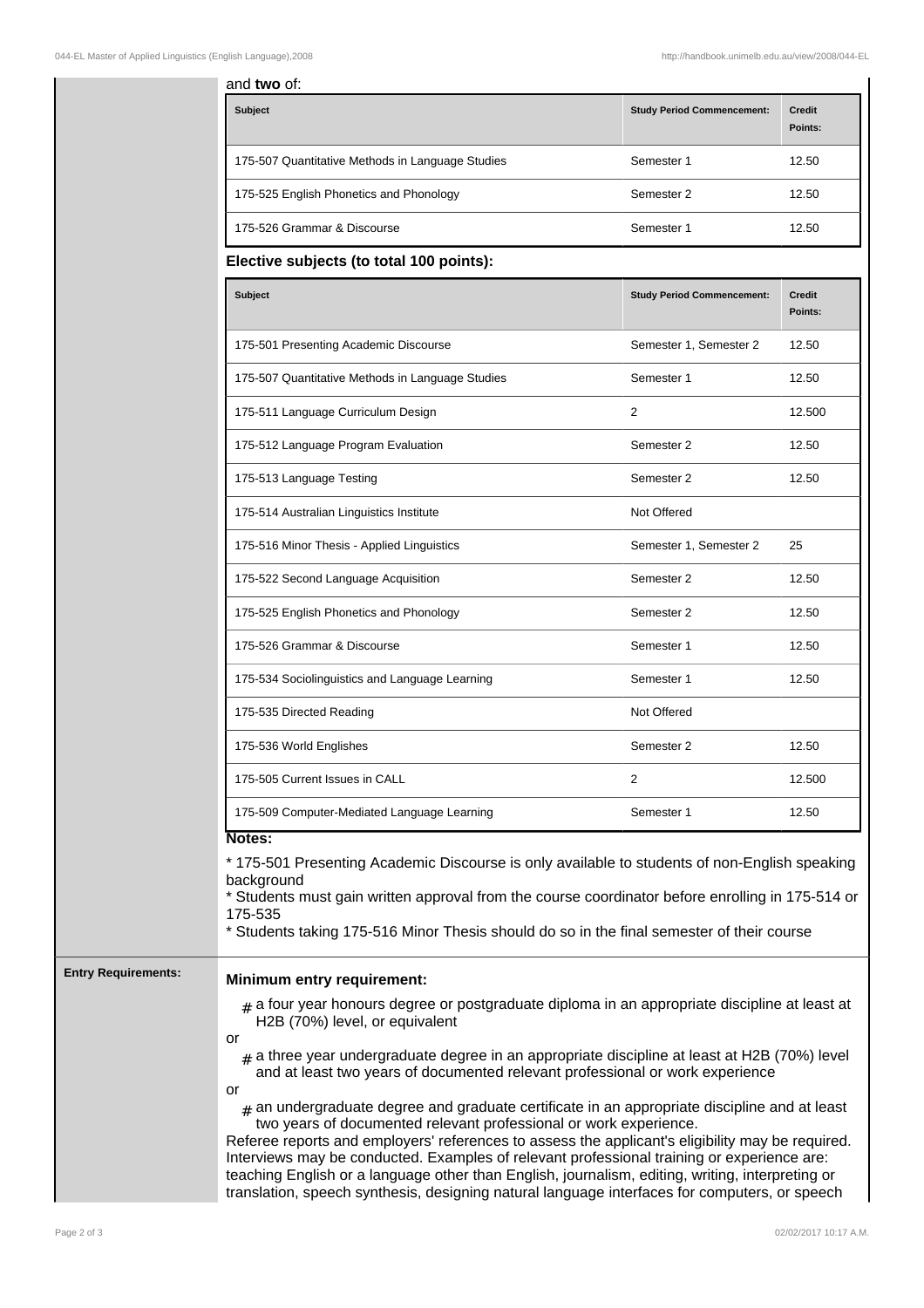and **two** of:

| Subject | Study Period Commencement: | Credit Points: |
| --- | --- | --- |
| 175-507 Quantitative Methods in Language Studies | Semester 1 | 12.50 |
| 175-525 English Phonetics and Phonology | Semester 2 | 12.50 |
| 175-526 Grammar & Discourse | Semester 1 | 12.50 |

**Elective subjects (to total 100 points):**

| Subject | Study Period Commencement: | Credit Points: |
| --- | --- | --- |
| 175-501 Presenting Academic Discourse | Semester 1, Semester 2 | 12.50 |
| 175-507 Quantitative Methods in Language Studies | Semester 1 | 12.50 |
| 175-511 Language Curriculum Design | 2 | 12.500 |
| 175-512 Language Program Evaluation | Semester 2 | 12.50 |
| 175-513 Language Testing | Semester 2 | 12.50 |
| 175-514 Australian Linguistics Institute | Not Offered | |
| 175-516 Minor Thesis - Applied Linguistics | Semester 1, Semester 2 | 25 |
| 175-522 Second Language Acquisition | Semester 2 | 12.50 |
| 175-525 English Phonetics and Phonology | Semester 2 | 12.50 |
| 175-526 Grammar & Discourse | Semester 1 | 12.50 |
| 175-534 Sociolinguistics and Language Learning | Semester 1 | 12.50 |
| 175-535 Directed Reading | Not Offered | |
| 175-536 World Englishes | Semester 2 | 12.50 |
| 175-505 Current Issues in CALL | 2 | 12.500 |
| 175-509 Computer-Mediated Language Learning | Semester 1 | 12.50 |

**Notes:**

* 175-501 Presenting Academic Discourse is only available to students of non-English speaking background
* Students must gain written approval from the course coordinator before enrolling in 175-514 or 175-535
* Students taking 175-516 Minor Thesis should do so in the final semester of their course

**Entry Requirements:**

**Minimum entry requirement:**

- a four year honours degree or postgraduate diploma in an appropriate discipline at least at H2B (70%) level, or equivalent

or

- a three year undergraduate degree in an appropriate discipline at least at H2B (70%) level and at least two years of documented relevant professional or work experience

or

- an undergraduate degree and graduate certificate in an appropriate discipline and at least two years of documented relevant professional or work experience.

Referee reports and employers' references to assess the applicant's eligibility may be required. Interviews may be conducted. Examples of relevant professional training or experience are: teaching English or a language other than English, journalism, editing, writing, interpreting or translation, speech synthesis, designing natural language interfaces for computers, or speech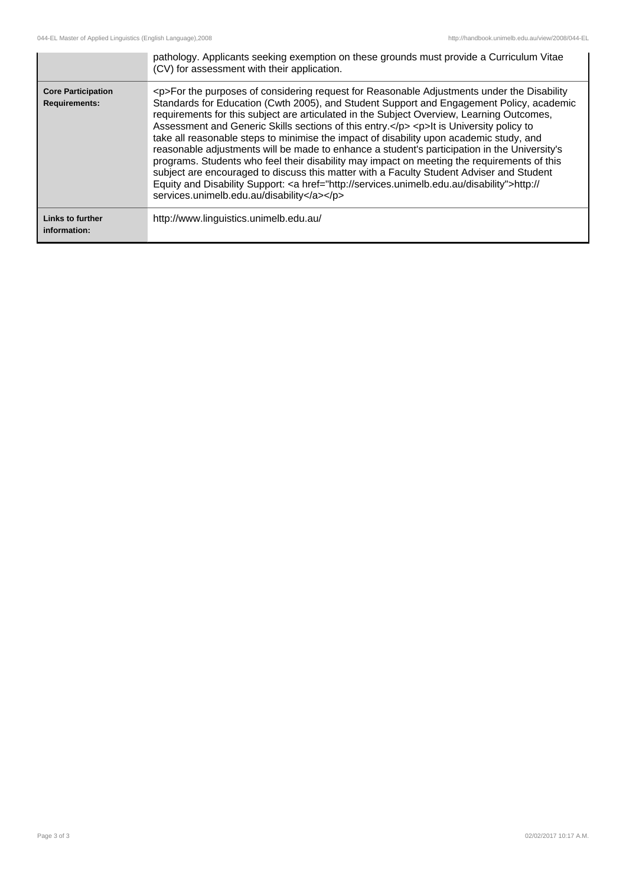| | |
|---|---|
| | pathology. Applicants seeking exemption on these grounds must provide a Curriculum Vitae (CV) for assessment with their application. |
| **Core Participation Requirements:** | <p>For the purposes of considering request for Reasonable Adjustments under the Disability Standards for Education (Cwth 2005), and Student Support and Engagement Policy, academic requirements for this subject are articulated in the Subject Overview, Learning Outcomes, Assessment and Generic Skills sections of this entry.</p> <p>It is University policy to take all reasonable steps to minimise the impact of disability upon academic study, and reasonable adjustments will be made to enhance a student's participation in the University's programs. Students who feel their disability may impact on meeting the requirements of this subject are encouraged to discuss this matter with a Faculty Student Adviser and Student Equity and Disability Support: <a href="http://services.unimelb.edu.au/disability">http://services.unimelb.edu.au/disability</a></p> |
| **Links to further information:** | http://www.linguistics.unimelb.edu.au/ |